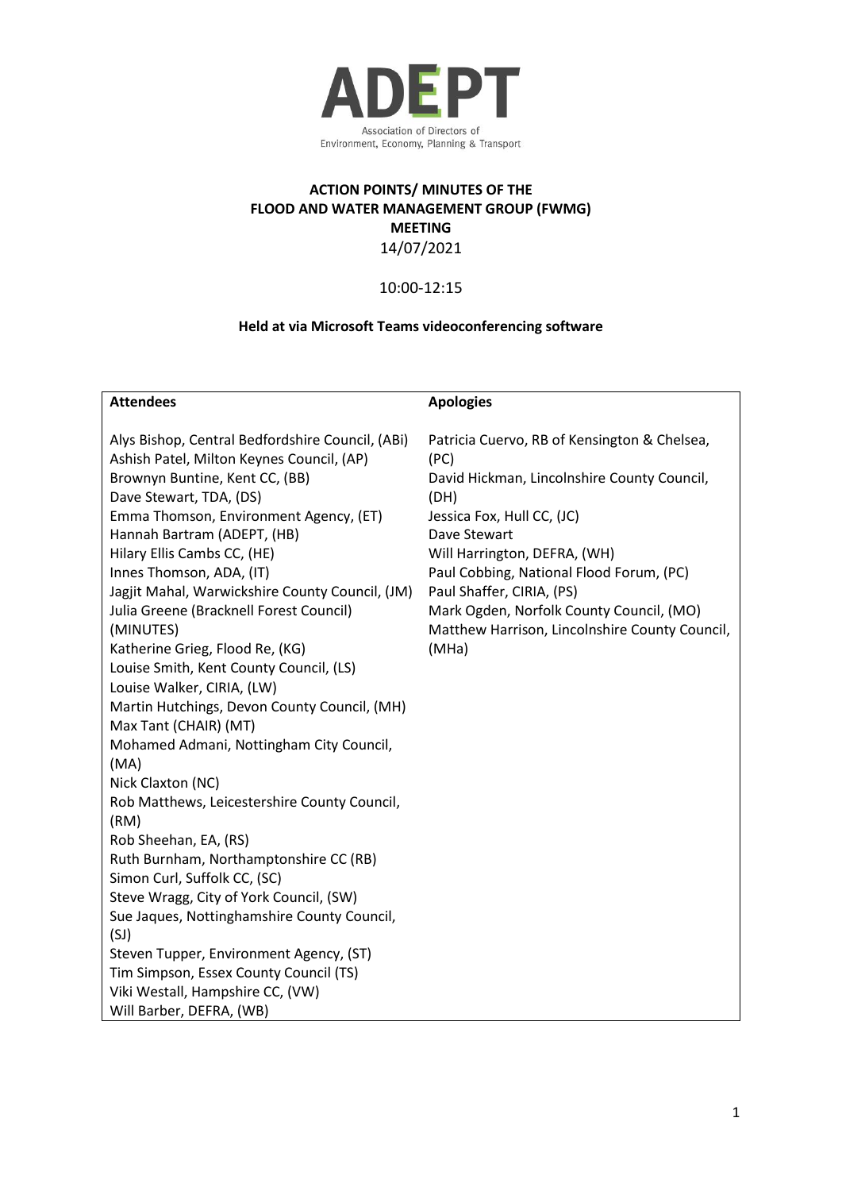ADEPT

Association of Directors of Environment, Economy, Planning & Transport

**ACTION POINTS/ MINUTES OF THE FLOOD AND WATER MANAGEMENT GROUP (FWMG) MEETING**

14/07/2021

10:00-12:15

**Held at via Microsoft Teams videoconferencing software**

| **Attendees** | **Apologies** |
|---|---|
| Alys Bishop, Central Bedfordshire Council, (ABi)<br>Ashish Patel, Milton Keynes Council, (AP)<br>Brownyn Buntine, Kent CC, (BB)<br>Dave Stewart, TDA, (DS)<br>Emma Thomson, Environment Agency, (ET)<br>Hannah Bartram (ADEPT, (HB)<br>Hilary Ellis Cambs CC, (HE)<br>Innes Thomson, ADA, (IT)<br>Jagjit Mahal, Warwickshire County Council, (JM)<br>Julia Greene (Bracknell Forest Council) (MINUTES)<br>Katherine Grieg, Flood Re, (KG)<br>Louise Smith, Kent County Council, (LS)<br>Louise Walker, CIRIA, (LW)<br>Martin Hutchings, Devon County Council, (MH)<br>Max Tant (CHAIR) (MT)<br>Mohamed Admani, Nottingham City Council, (MA)<br>Nick Claxton (NC)<br>Rob Matthews, Leicestershire County Council, (RM)<br>Rob Sheehan, EA, (RS)<br>Ruth Burnham, Northamptonshire CC (RB)<br>Simon Curl, Suffolk CC, (SC)<br>Steve Wragg, City of York Council, (SW)<br>Sue Jaques, Nottinghamshire County Council, (SJ)<br>Steven Tupper, Environment Agency, (ST)<br>Tim Simpson, Essex County Council (TS)<br>Viki Westall, Hampshire CC, (VW)<br>Will Barber, DEFRA, (WB) | Patricia Cuervo, RB of Kensington & Chelsea, (PC)<br>David Hickman, Lincolnshire County Council, (DH)<br>Jessica Fox, Hull CC, (JC)<br>Dave Stewart<br>Will Harrington, DEFRA, (WH)<br>Paul Cobbing, National Flood Forum, (PC)<br>Paul Shaffer, CIRIA, (PS)<br>Mark Ogden, Norfolk County Council, (MO)<br>Matthew Harrison, Lincolnshire County Council, (MHa) |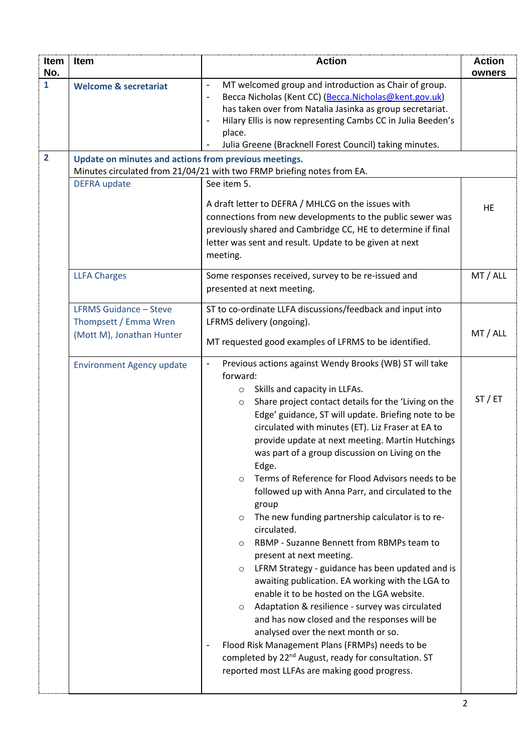| Item No. | Item | Action | Action owners |
|---|---|---|---|
| **1** | **Welcome & secretariat** | - MT welcomed group and introduction as Chair of group.<br>- Becca Nicholas (Kent CC) (Becca.Nicholas@kent.gov.uk) has taken over from Natalia Jasinka as group secretariat.<br>- Hilary Ellis is now representing Cambs CC in Julia Beeden's place.<br>- Julia Greene (Bracknell Forest Council) taking minutes. | |
| **2** | **Update on minutes and actions from previous meetings.**<br>Minutes circulated from 21/04/21 with two FRMP briefing notes from EA. | | |
| | DEFRA update | See item 5.<br><br>A draft letter to DEFRA / MHLCG on the issues with connections from new developments to the public sewer was previously shared and Cambridge CC, HE to determine if final letter was sent and result. Update to be given at next meeting. | HE |
| | LLFA Charges | Some responses received, survey to be re-issued and presented at next meeting. | MT / ALL |
| | LFRMS Guidance – Steve Thompsett / Emma Wren (Mott M), Jonathan Hunter | ST to co-ordinate LLFA discussions/feedback and input into LFRMS delivery (ongoing).<br><br>MT requested good examples of LFRMS to be identified. | MT / ALL |
| | Environment Agency update | - Previous actions against Wendy Brooks (WB) ST will take forward:<br>&nbsp;&nbsp;○ Skills and capacity in LLFAs.<br>&nbsp;&nbsp;○ Share project contact details for the 'Living on the Edge' guidance, ST will update. Briefing note to be circulated with minutes (ET). Liz Fraser at EA to provide update at next meeting. Martin Hutchings was part of a group discussion on Living on the Edge.<br>&nbsp;&nbsp;○ Terms of Reference for Flood Advisors needs to be followed up with Anna Parr, and circulated to the group<br>&nbsp;&nbsp;○ The new funding partnership calculator is to re-circulated.<br>&nbsp;&nbsp;○ RBMP - Suzanne Bennett from RBMPs team to present at next meeting.<br>&nbsp;&nbsp;○ LFRM Strategy - guidance has been updated and is awaiting publication. EA working with the LGA to enable it to be hosted on the LGA website.<br>&nbsp;&nbsp;○ Adaptation & resilience - survey was circulated and has now closed and the responses will be analysed over the next month or so.<br>- Flood Risk Management Plans (FRMPs) needs to be completed by 22nd August, ready for consultation. ST reported most LLFAs are making good progress. | ST / ET |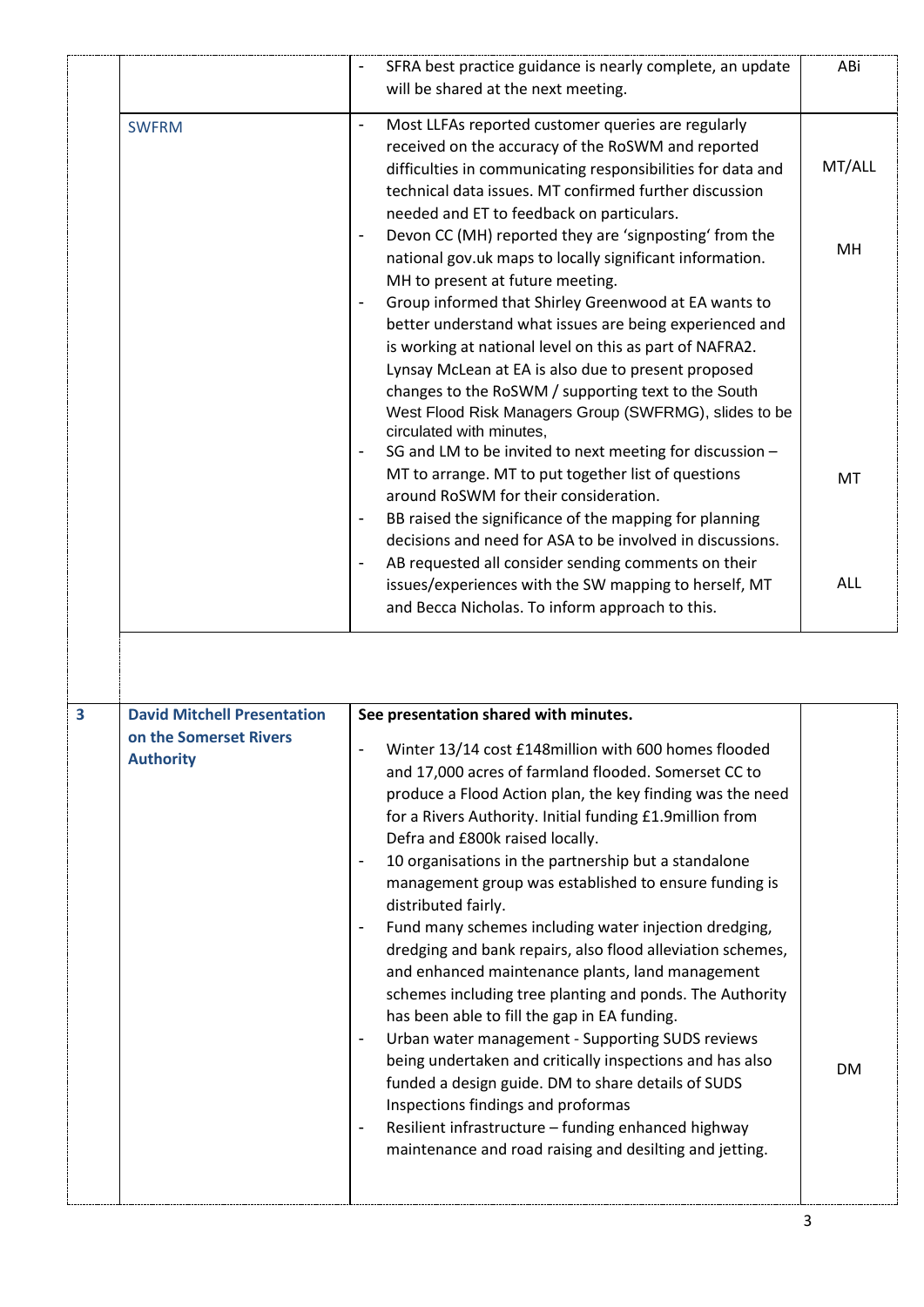| | | | |
|---|---|---|---|
| | | - SFRA best practice guidance is nearly complete, an update will be shared at the next meeting. | ABi |
| | SWFRM | - Most LLFAs reported customer queries are regularly received on the accuracy of the RoSWM and reported difficulties in communicating responsibilities for data and technical data issues. MT confirmed further discussion needed and ET to feedback on particulars.<br>- Devon CC (MH) reported they are 'signposting' from the national gov.uk maps to locally significant information. MH to present at future meeting.<br>- Group informed that Shirley Greenwood at EA wants to better understand what issues are being experienced and is working at national level on this as part of NAFRA2. Lynsay McLean at EA is also due to present proposed changes to the RoSWM / supporting text to the South West Flood Risk Managers Group (SWFRMG), slides to be circulated with minutes,<br>- SG and LM to be invited to next meeting for discussion – MT to arrange. MT to put together list of questions around RoSWM for their consideration.<br>- BB raised the significance of the mapping for planning decisions and need for ASA to be involved in discussions.<br>- AB requested all consider sending comments on their issues/experiences with the SW mapping to herself, MT and Becca Nicholas. To inform approach to this. | MT/ALL<br><br>MH<br><br>MT<br><br>ALL |
| 3 | **David Mitchell Presentation on the Somerset Rivers Authority** | **See presentation shared with minutes.**<br>- Winter 13/14 cost £148million with 600 homes flooded and 17,000 acres of farmland flooded. Somerset CC to produce a Flood Action plan, the key finding was the need for a Rivers Authority. Initial funding £1.9million from Defra and £800k raised locally.<br>- 10 organisations in the partnership but a standalone management group was established to ensure funding is distributed fairly.<br>- Fund many schemes including water injection dredging, dredging and bank repairs, also flood alleviation schemes, and enhanced maintenance plants, land management schemes including tree planting and ponds. The Authority has been able to fill the gap in EA funding.<br>- Urban water management - Supporting SUDS reviews being undertaken and critically inspections and has also funded a design guide. DM to share details of SUDS Inspections findings and proformas<br>- Resilient infrastructure – funding enhanced highway maintenance and road raising and desilting and jetting. | DM |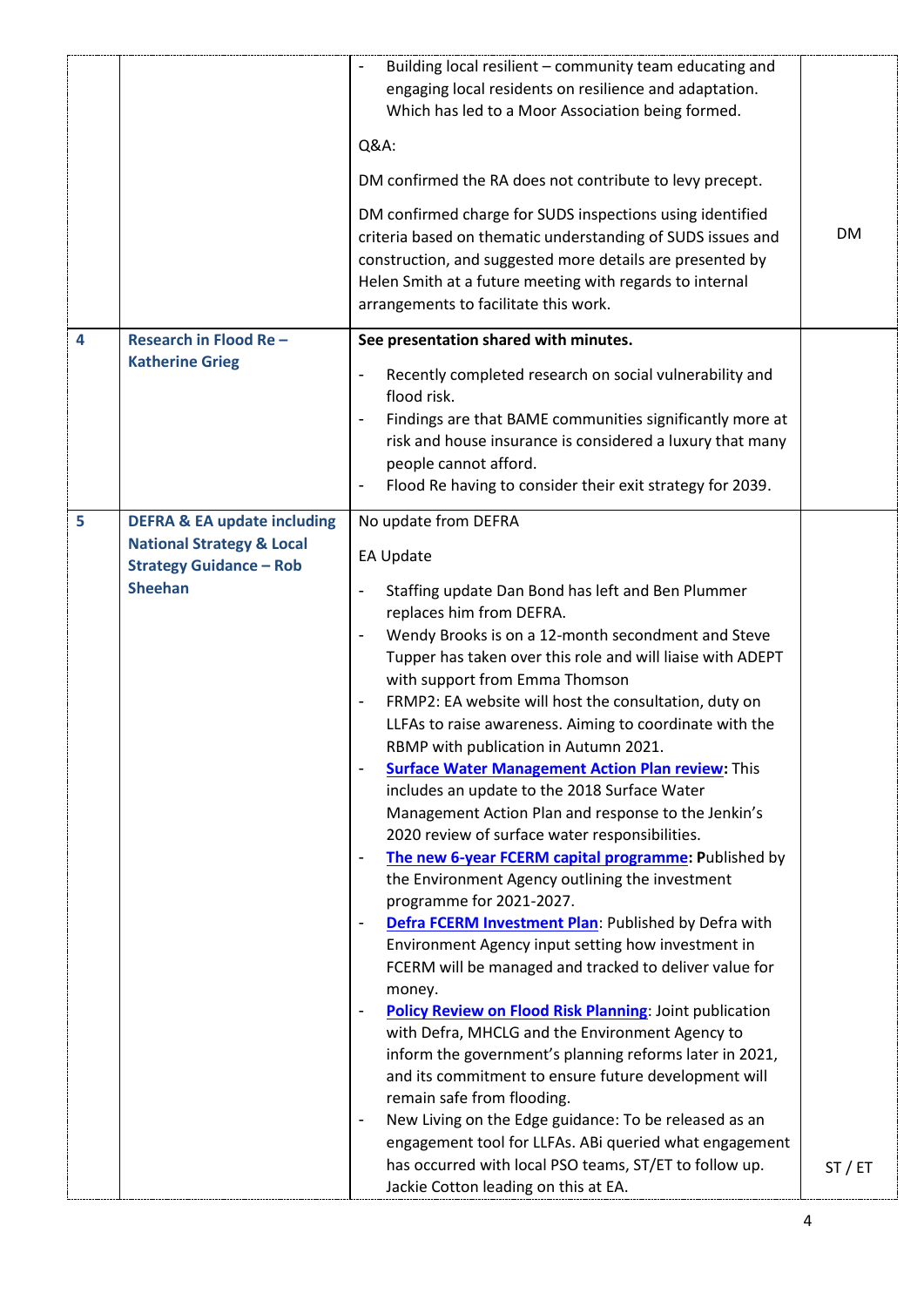| | | | |
|---|---|---|---|
| | | - Building local resilient – community team educating and engaging local residents on resilience and adaptation. Which has led to a Moor Association being formed.<br><br>Q&A:<br><br>DM confirmed the RA does not contribute to levy precept.<br><br>DM confirmed charge for SUDS inspections using identified criteria based on thematic understanding of SUDS issues and construction, and suggested more details are presented by Helen Smith at a future meeting with regards to internal arrangements to facilitate this work. | DM |
| 4 | **Research in Flood Re – Katherine Grieg** | **See presentation shared with minutes.**<br><br>- Recently completed research on social vulnerability and flood risk.<br>- Findings are that BAME communities significantly more at risk and house insurance is considered a luxury that many people cannot afford.<br>- Flood Re having to consider their exit strategy for 2039. | |
| 5 | **DEFRA & EA update including National Strategy & Local Strategy Guidance – Rob Sheehan** | No update from DEFRA<br><br>EA Update<br><br>- Staffing update Dan Bond has left and Ben Plummer replaces him from DEFRA.<br>- Wendy Brooks is on a 12-month secondment and Steve Tupper has taken over this role and will liaise with ADEPT with support from Emma Thomson<br>- FRMP2: EA website will host the consultation, duty on LLFAs to raise awareness. Aiming to coordinate with the RBMP with publication in Autumn 2021.<br>- **Surface Water Management Action Plan review:** This includes an update to the 2018 Surface Water Management Action Plan and response to the Jenkin's 2020 review of surface water responsibilities.<br>- **The new 6-year FCERM capital programme: P**ublished by the Environment Agency outlining the investment programme for 2021-2027.<br>- **Defra FCERM Investment Plan**: Published by Defra with Environment Agency input setting how investment in FCERM will be managed and tracked to deliver value for money.<br>- **Policy Review on Flood Risk Planning**: Joint publication with Defra, MHCLG and the Environment Agency to inform the government's planning reforms later in 2021, and its commitment to ensure future development will remain safe from flooding.<br>- New Living on the Edge guidance: To be released as an engagement tool for LLFAs. ABi queried what engagement has occurred with local PSO teams, ST/ET to follow up. Jackie Cotton leading on this at EA. | ST / ET |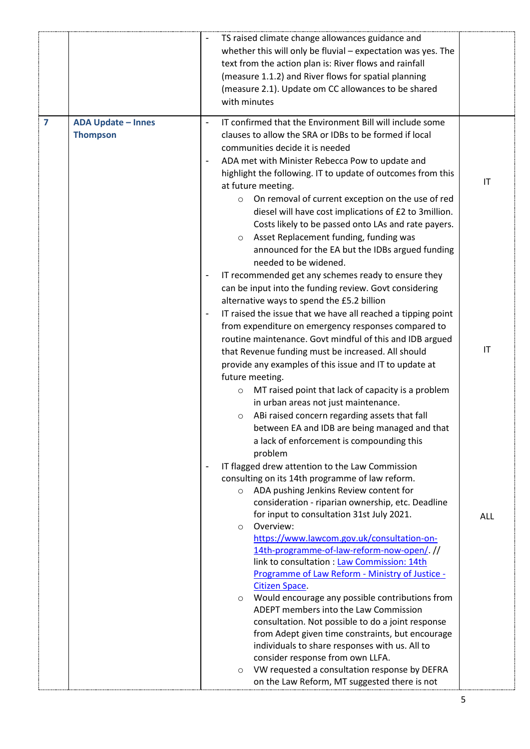| | | | |
|---|---|---|---|
| | | - TS raised climate change allowances guidance and whether this will only be fluvial – expectation was yes. The text from the action plan is: River flows and rainfall (measure 1.1.2) and River flows for spatial planning (measure 2.1). Update om CC allowances to be shared with minutes | |
| **7** | **ADA Update – Innes Thompson** | - IT confirmed that the Environment Bill will include some clauses to allow the SRA or IDBs to be formed if local communities decide it is needed<br>- ADA met with Minister Rebecca Pow to update and highlight the following. IT to update of outcomes from this at future meeting.<br>&nbsp;&nbsp;&nbsp;&nbsp;○ On removal of current exception on the use of red diesel will have cost implications of £2 to 3million. Costs likely to be passed onto LAs and rate payers.<br>&nbsp;&nbsp;&nbsp;&nbsp;○ Asset Replacement funding, funding was announced for the EA but the IDBs argued funding needed to be widened.<br>- IT recommended get any schemes ready to ensure they can be input into the funding review. Govt considering alternative ways to spend the £5.2 billion<br>- IT raised the issue that we have all reached a tipping point from expenditure on emergency responses compared to routine maintenance. Govt mindful of this and IDB argued that Revenue funding must be increased. All should provide any examples of this issue and IT to update at future meeting.<br>&nbsp;&nbsp;&nbsp;&nbsp;○ MT raised point that lack of capacity is a problem in urban areas not just maintenance.<br>&nbsp;&nbsp;&nbsp;&nbsp;○ ABi raised concern regarding assets that fall between EA and IDB are being managed and that a lack of enforcement is compounding this problem<br>- IT flagged drew attention to the Law Commission consulting on its 14th programme of law reform.<br>&nbsp;&nbsp;&nbsp;&nbsp;○ ADA pushing Jenkins Review content for consideration - riparian ownership, etc. Deadline for input to consultation 31st July 2021.<br>&nbsp;&nbsp;&nbsp;&nbsp;○ Overview: [https://www.lawcom.gov.uk/consultation-on-14th-programme-of-law-reform-now-open/](https://www.lawcom.gov.uk/consultation-on-14th-programme-of-law-reform-now-open/). // link to consultation : [Law Commission: 14th Programme of Law Reform - Ministry of Justice - Citizen Space]().<br>&nbsp;&nbsp;&nbsp;&nbsp;○ Would encourage any possible contributions from ADEPT members into the Law Commission consultation. Not possible to do a joint response from Adept given time constraints, but encourage individuals to share responses with us. All to consider response from own LLFA.<br>&nbsp;&nbsp;&nbsp;&nbsp;○ VW requested a consultation response by DEFRA on the Law Reform, MT suggested there is not | IT<br><br>IT<br><br>ALL |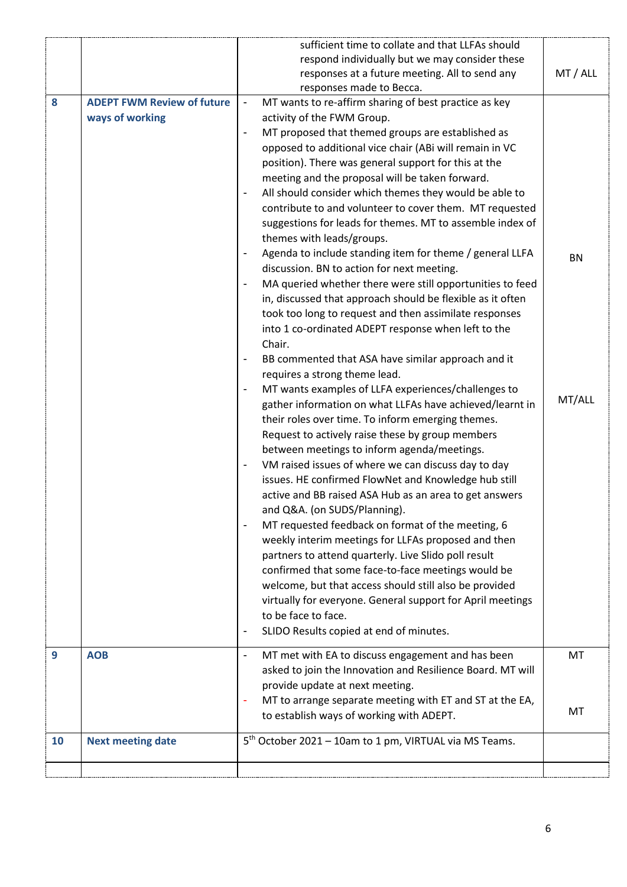| | | | |
|---|---|---|---|
| | | sufficient time to collate and that LLFAs should respond individually but we may consider these responses at a future meeting. All to send any responses made to Becca. | MT / ALL |
| **8** | **ADEPT FWM Review of future ways of working** | - MT wants to re-affirm sharing of best practice as key activity of the FWM Group.<br>- MT proposed that themed groups are established as opposed to additional vice chair (ABi will remain in VC position). There was general support for this at the meeting and the proposal will be taken forward.<br>- All should consider which themes they would be able to contribute to and volunteer to cover them. MT requested suggestions for leads for themes. MT to assemble index of themes with leads/groups.<br>- Agenda to include standing item for theme / general LLFA discussion. BN to action for next meeting.<br>- MA queried whether there were still opportunities to feed in, discussed that approach should be flexible as it often took too long to request and then assimilate responses into 1 co-ordinated ADEPT response when left to the Chair.<br>- BB commented that ASA have similar approach and it requires a strong theme lead.<br>- MT wants examples of LLFA experiences/challenges to gather information on what LLFAs have achieved/learnt in their roles over time. To inform emerging themes. Request to actively raise these by group members between meetings to inform agenda/meetings.<br>- VM raised issues of where we can discuss day to day issues. HE confirmed FlowNet and Knowledge hub still active and BB raised ASA Hub as an area to get answers and Q&A. (on SUDS/Planning).<br>- MT requested feedback on format of the meeting, 6 weekly interim meetings for LLFAs proposed and then partners to attend quarterly. Live Slido poll result confirmed that some face-to-face meetings would be welcome, but that access should still also be provided virtually for everyone. General support for April meetings to be face to face.<br>- SLIDO Results copied at end of minutes. | BN<br><br>MT/ALL |
| **9** | **AOB** | - MT met with EA to discuss engagement and has been asked to join the Innovation and Resilience Board. MT will provide update at next meeting.<br>- MT to arrange separate meeting with ET and ST at the EA, to establish ways of working with ADEPT. | MT<br><br>MT |
| **10** | **Next meeting date** | 5th October 2021 – 10am to 1 pm, VIRTUAL via MS Teams. | |
| | | | |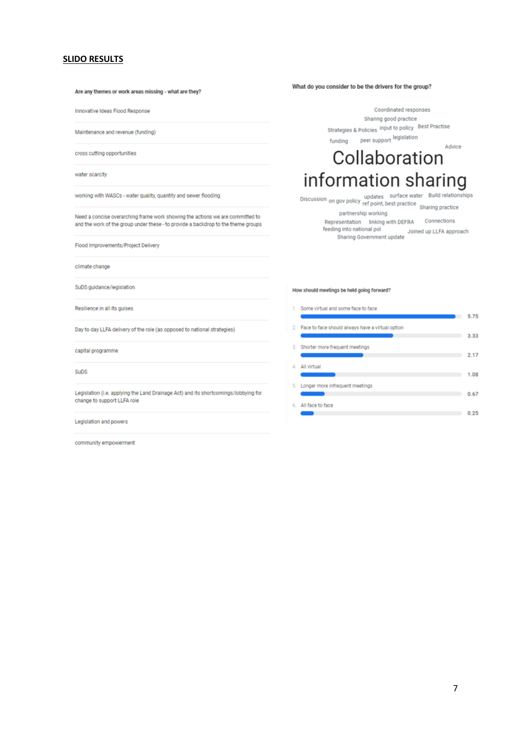**SLIDO RESULTS**

**Are any themes or work areas missing - what are they?**

- Innovative Ideas Flood Response
- Maintenance and revenue (funding)
- cross cutting opportunities
- water scarcity
- working with WASCs - water quality, quantity and sewer flooding
- Need a concise overarching frame work showing the actions we are committed to and the work of the group under these - to provide a backdrop to the theme groups
- Flood Improvements/Project Delivery
- climate change
- SuDS guidance/legislation
- Resilience in all its guises
- Day to day LLFA delivery of the role (as opposed to national strategies)
- capital programme
- SuDS
- Legislation (i.e. applying the Land Drainage Act) and its shortcomings/lobbying for change to support LLFA role
- Legislation and powers
- community empowerment

**What do you consider to be the drivers for the group?**

Coordinated responses
Sharing good practice
Strategies & Policies
input to policy
Best Practise
funding
peer support
legislation
Advice
Collaboration
information sharing
Discussion
on gov policy
updates
ref point, best practice
surface water
Build relationships
Sharing practice
partnership working
Representation
linking with DEFRA
Connections
feeding into national pol
Joined up LLFA approach
Sharing Government update

**How should meetings be held going forward?**

1. Some virtual and some face to face 5.75
2. Face to face should always have a virtual option 3.33
3. Shorter more frequent meetings 2.17
4. All virtual 1.08
5. Longer more infrequent meetings 0.67
6. All face to face 0.25